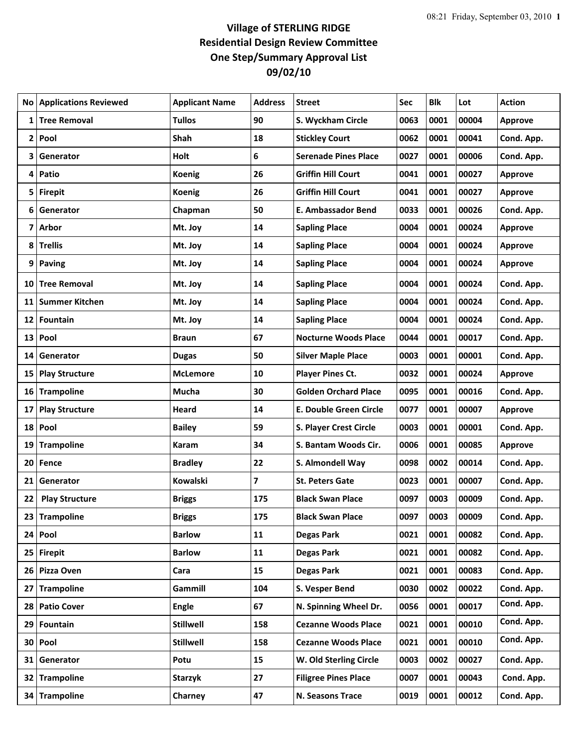# Village of STERLING RIDGE
## Residential Design Review Committee
## One Step/Summary Approval List
## 09/02/10

| No | Applications Reviewed | Applicant Name | Address | Street | Sec | Blk | Lot | Action |
|---|---|---|---|---|---|---|---|---|
| 1 | Tree Removal | Tullos | 90 | S. Wyckham Circle | 0063 | 0001 | 00004 | Approve |
| 2 | Pool | Shah | 18 | Stickley Court | 0062 | 0001 | 00041 | Cond. App. |
| 3 | Generator | Holt | 6 | Serenade Pines Place | 0027 | 0001 | 00006 | Cond. App. |
| 4 | Patio | Koenig | 26 | Griffin Hill Court | 0041 | 0001 | 00027 | Approve |
| 5 | Firepit | Koenig | 26 | Griffin Hill Court | 0041 | 0001 | 00027 | Approve |
| 6 | Generator | Chapman | 50 | E. Ambassador Bend | 0033 | 0001 | 00026 | Cond. App. |
| 7 | Arbor | Mt. Joy | 14 | Sapling Place | 0004 | 0001 | 00024 | Approve |
| 8 | Trellis | Mt. Joy | 14 | Sapling Place | 0004 | 0001 | 00024 | Approve |
| 9 | Paving | Mt. Joy | 14 | Sapling Place | 0004 | 0001 | 00024 | Approve |
| 10 | Tree Removal | Mt. Joy | 14 | Sapling Place | 0004 | 0001 | 00024 | Cond. App. |
| 11 | Summer Kitchen | Mt. Joy | 14 | Sapling Place | 0004 | 0001 | 00024 | Cond. App. |
| 12 | Fountain | Mt. Joy | 14 | Sapling Place | 0004 | 0001 | 00024 | Cond. App. |
| 13 | Pool | Braun | 67 | Nocturne Woods Place | 0044 | 0001 | 00017 | Cond. App. |
| 14 | Generator | Dugas | 50 | Silver Maple Place | 0003 | 0001 | 00001 | Cond. App. |
| 15 | Play Structure | McLemore | 10 | Player Pines Ct. | 0032 | 0001 | 00024 | Approve |
| 16 | Trampoline | Mucha | 30 | Golden Orchard Place | 0095 | 0001 | 00016 | Cond. App. |
| 17 | Play Structure | Heard | 14 | E. Double Green Circle | 0077 | 0001 | 00007 | Approve |
| 18 | Pool | Bailey | 59 | S. Player Crest Circle | 0003 | 0001 | 00001 | Cond. App. |
| 19 | Trampoline | Karam | 34 | S. Bantam Woods Cir. | 0006 | 0001 | 00085 | Approve |
| 20 | Fence | Bradley | 22 | S. Almondell Way | 0098 | 0002 | 00014 | Cond. App. |
| 21 | Generator | Kowalski | 7 | St. Peters Gate | 0023 | 0001 | 00007 | Cond. App. |
| 22 | Play Structure | Briggs | 175 | Black Swan Place | 0097 | 0003 | 00009 | Cond. App. |
| 23 | Trampoline | Briggs | 175 | Black Swan Place | 0097 | 0003 | 00009 | Cond. App. |
| 24 | Pool | Barlow | 11 | Degas Park | 0021 | 0001 | 00082 | Cond. App. |
| 25 | Firepit | Barlow | 11 | Degas Park | 0021 | 0001 | 00082 | Cond. App. |
| 26 | Pizza Oven | Cara | 15 | Degas Park | 0021 | 0001 | 00083 | Cond. App. |
| 27 | Trampoline | Gammill | 104 | S. Vesper Bend | 0030 | 0002 | 00022 | Cond. App. |
| 28 | Patio Cover | Engle | 67 | N. Spinning Wheel Dr. | 0056 | 0001 | 00017 | Cond. App. |
| 29 | Fountain | Stillwell | 158 | Cezanne Woods Place | 0021 | 0001 | 00010 | Cond. App. |
| 30 | Pool | Stillwell | 158 | Cezanne Woods Place | 0021 | 0001 | 00010 | Cond. App. |
| 31 | Generator | Potu | 15 | W. Old Sterling Circle | 0003 | 0002 | 00027 | Cond. App. |
| 32 | Trampoline | Starzyk | 27 | Filigree Pines Place | 0007 | 0001 | 00043 | Cond. App. |
| 34 | Trampoline | Charney | 47 | N. Seasons Trace | 0019 | 0001 | 00012 | Cond. App. |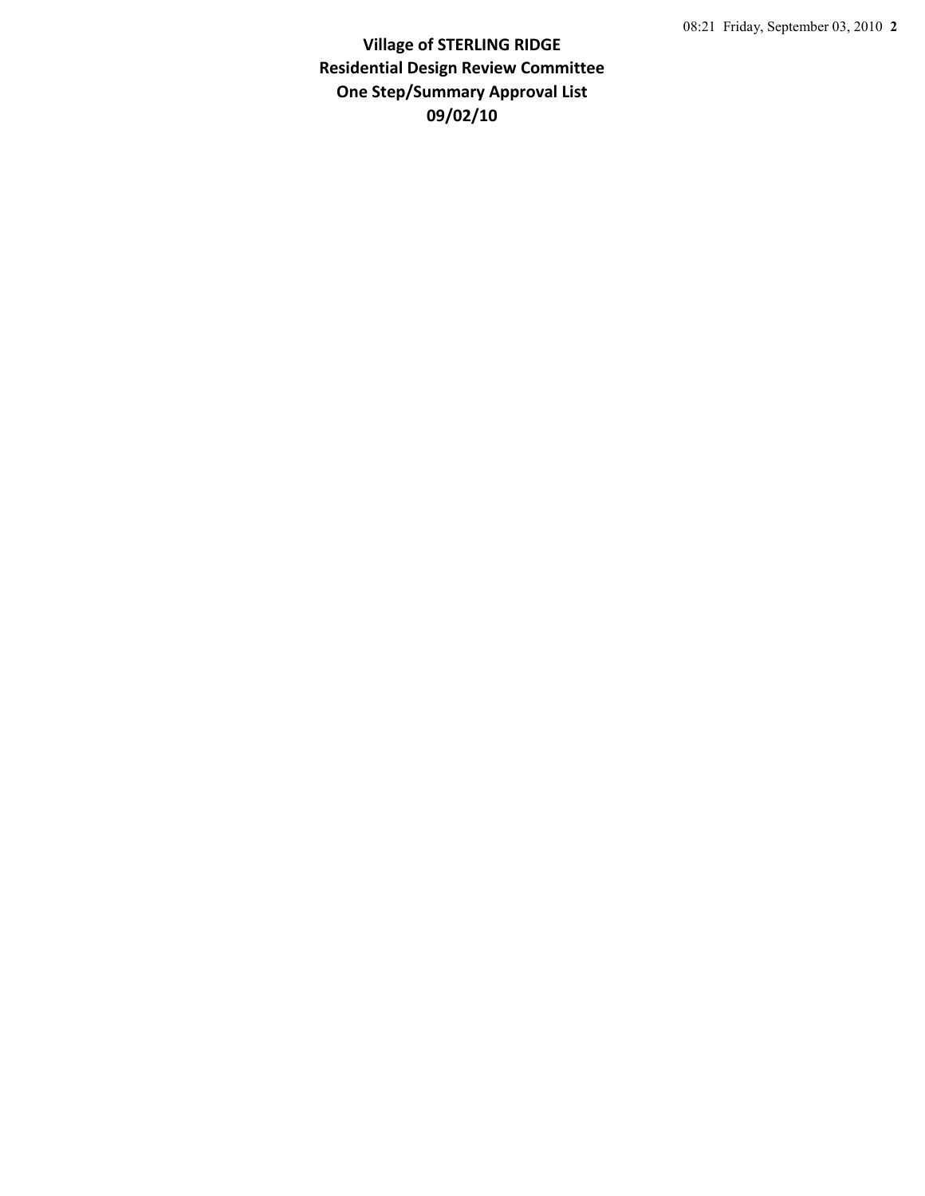**Village of STERLING RIDGE**
**Residential Design Review Committee**
**One Step/Summary Approval List**
**09/02/10**